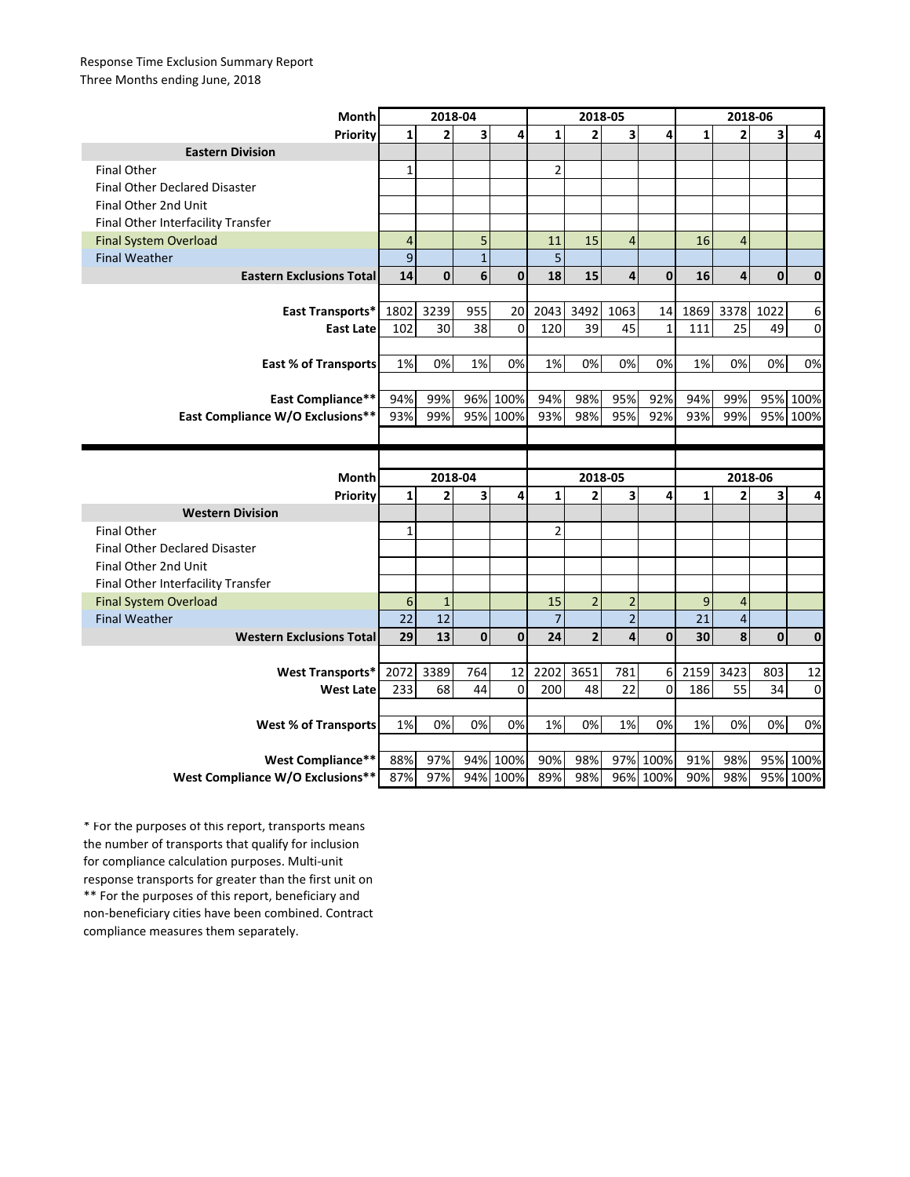Response Time Exclusion Summary Report
Three Months ending June, 2018

| Month | 2018-04 | | | | 2018-05 | | | | 2018-06 | | | |
|---|---|---|---|---|---|---|---|---|---|---|---|---|
| **Priority** | **1** | **2** | **3** | **4** | **1** | **2** | **3** | **4** | **1** | **2** | **3** | **4** |
| **Eastern Division** | | | | | | | | | | | | |
| Final Other | 1 | | | | 2 | | | | | | | |
| Final Other Declared Disaster | | | | | | | | | | | | |
| Final Other 2nd Unit | | | | | | | | | | | | |
| Final Other Interfacility Transfer | | | | | | | | | | | | |
| Final System Overload | 4 | | 5 | | 11 | 15 | 4 | | 16 | 4 | | |
| Final Weather | 9 | | 1 | | 5 | | | | | | | |
| **Eastern Exclusions Total** | **14** | **0** | **6** | **0** | **18** | **15** | **4** | **0** | **16** | **4** | **0** | **0** |
| | | | | | | | | | | | | |
| **East Transports*** | 1802 | 3239 | 955 | 20 | 2043 | 3492 | 1063 | 14 | 1869 | 3378 | 1022 | 6 |
| **East Late** | 102 | 30 | 38 | 0 | 120 | 39 | 45 | 1 | 111 | 25 | 49 | 0 |
| | | | | | | | | | | | | |
| **East % of Transports** | 1% | 0% | 1% | 0% | 1% | 0% | 0% | 0% | 1% | 0% | 0% | 0% |
| | | | | | | | | | | | | |
| **East Compliance**** | 94% | 99% | 96% | 100% | 94% | 98% | 95% | 92% | 94% | 99% | 95% | 100% |
| **East Compliance W/O Exclusions**** | 93% | 99% | 95% | 100% | 93% | 98% | 95% | 92% | 93% | 99% | 95% | 100% |

| Month | 2018-04 | | | | 2018-05 | | | | 2018-06 | | | |
|---|---|---|---|---|---|---|---|---|---|---|---|---|
| **Priority** | **1** | **2** | **3** | **4** | **1** | **2** | **3** | **4** | **1** | **2** | **3** | **4** |
| **Western Division** | | | | | | | | | | | | |
| Final Other | 1 | | | | 2 | | | | | | | |
| Final Other Declared Disaster | | | | | | | | | | | | |
| Final Other 2nd Unit | | | | | | | | | | | | |
| Final Other Interfacility Transfer | | | | | | | | | | | | |
| Final System Overload | 6 | 1 | | | 15 | 2 | 2 | | 9 | 4 | | |
| Final Weather | 22 | 12 | | | 7 | | 2 | | 21 | 4 | | |
| **Western Exclusions Total** | **29** | **13** | **0** | **0** | **24** | **2** | **4** | **0** | **30** | **8** | **0** | **0** |
| | | | | | | | | | | | | |
| **West Transports*** | 2072 | 3389 | 764 | 12 | 2202 | 3651 | 781 | 6 | 2159 | 3423 | 803 | 12 |
| **West Late** | 233 | 68 | 44 | 0 | 200 | 48 | 22 | 0 | 186 | 55 | 34 | 0 |
| | | | | | | | | | | | | |
| **West % of Transports** | 1% | 0% | 0% | 0% | 1% | 0% | 1% | 0% | 1% | 0% | 0% | 0% |
| | | | | | | | | | | | | |
| **West Compliance**** | 88% | 97% | 94% | 100% | 90% | 98% | 97% | 100% | 91% | 98% | 95% | 100% |
| **West Compliance W/O Exclusions**** | 87% | 97% | 94% | 100% | 89% | 98% | 96% | 100% | 90% | 98% | 95% | 100% |

* For the purposes of this report, transports means the number of transports that qualify for inclusion for compliance calculation purposes. Multi-unit response transports for greater than the first unit on

** For the purposes of this report, beneficiary and non-beneficiary cities have been combined. Contract compliance measures them separately.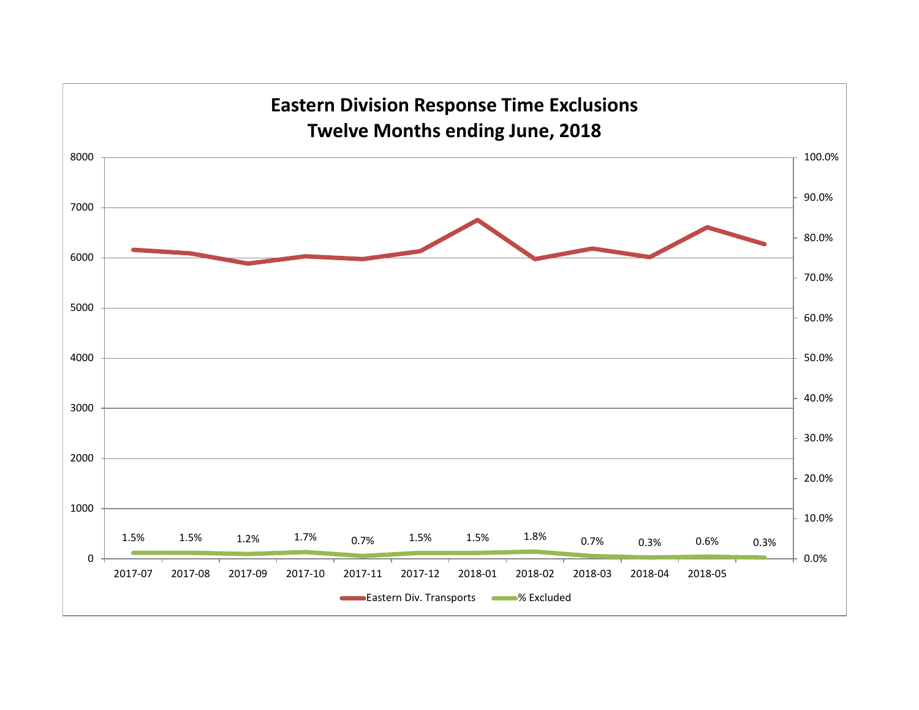# Eastern Division Response Time Exclusions
## Twelve Months ending June, 2018

| Month | % Excluded |
|---|---|
| 2017-07 | 1.5% |
| 2017-08 | 1.5% |
| 2017-09 | 1.2% |
| 2017-10 | 1.7% |
| 2017-11 | 0.7% |
| 2017-12 | 1.5% |
| 2018-01 | 1.5% |
| 2018-02 | 1.8% |
| 2018-03 | 0.7% |
| 2018-04 | 0.3% |
| 2018-05 | 0.6% |
| | 0.3% |

Eastern Div. Transports — % Excluded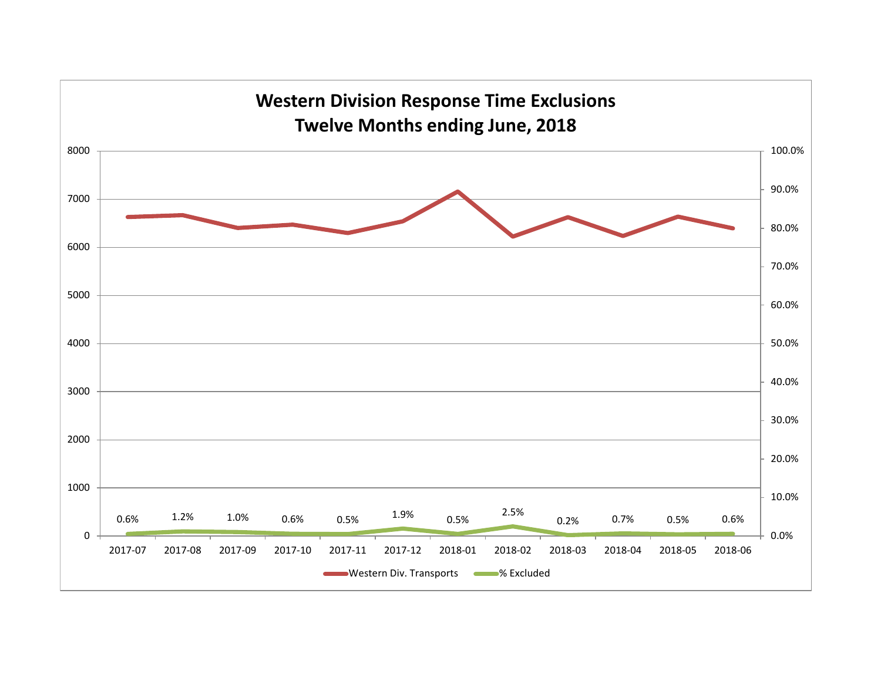# Western Division Response Time Exclusions
## Twelve Months ending June, 2018

8000
7000
6000
5000
4000
3000
2000
1000
0

100.0%
90.0%
80.0%
70.0%
60.0%
50.0%
40.0%
30.0%
20.0%
10.0%
0.0%

0.6% 1.2% 1.0% 0.6% 0.5% 1.9% 0.5% 2.5% 0.2% 0.7% 0.5% 0.6%

2017-07 2017-08 2017-09 2017-10 2017-11 2017-12 2018-01 2018-02 2018-03 2018-04 2018-05 2018-06

Western Div. Transports
% Excluded